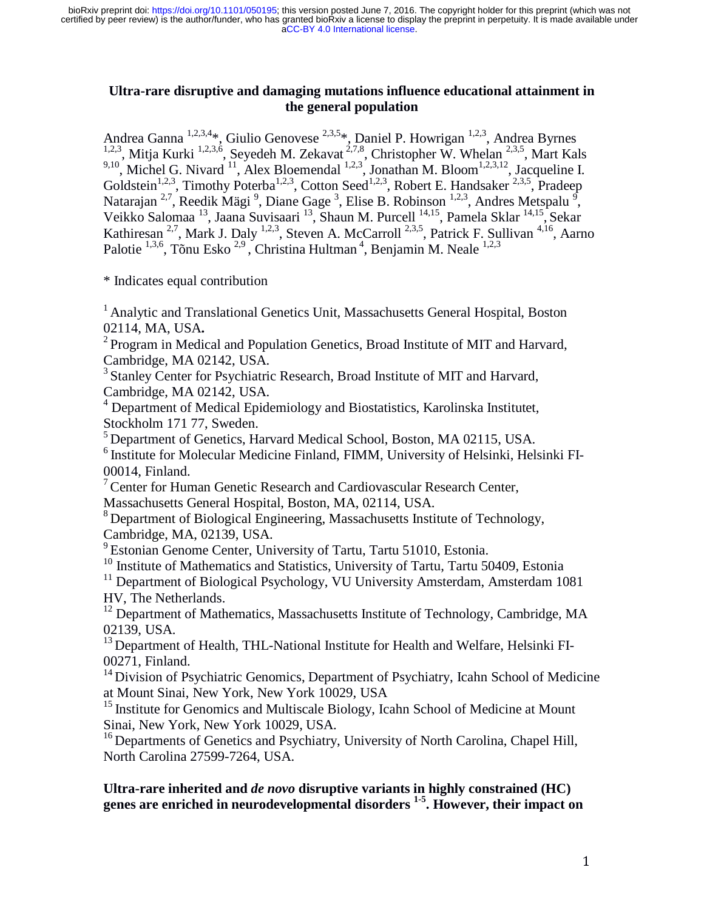# Ultra-rare disruptive and damaging mutations influence educational attainment in the general population

Andrea Ganna [1,2,3,4]*, Giulio Genovese [2,3,5]*, Daniel P. Howrigan [1,2,3], Andrea Byrnes [1,2,3], Mitja Kurki [1,2,3,6], Seyedeh M. Zekavat [2,7,8], Christopher W. Whelan [2,3,5], Mart Kals [9,10], Michel G. Nivard [11], Alex Bloemendal [1,2,3], Jonathan M. Bloom[1,2,3,12], Jacqueline I. Goldstein[1,2,3], Timothy Poterba[1,2,3], Cotton Seed[1,2,3], Robert E. Handsaker [2,3,5], Pradeep Natarajan [2,7], Reedik Mägi [9], Diane Gage [3], Elise B. Robinson [1,2,3], Andres Metspalu [9], Veikko Salomaa [13], Jaana Suvisaari [13], Shaun M. Purcell [14,15], Pamela Sklar [14,15], Sekar Kathiresan [2,7], Mark J. Daly [1,2,3], Steven A. McCarroll [2,3,5], Patrick F. Sullivan [4,16], Aarno Palotie [1,3,6], Tõnu Esko [2,9], Christina Hultman [4], Benjamin M. Neale [1,2,3]

\* Indicates equal contribution

[1] Analytic and Translational Genetics Unit, Massachusetts General Hospital, Boston 02114, MA, USA.
[2] Program in Medical and Population Genetics, Broad Institute of MIT and Harvard, Cambridge, MA 02142, USA.
[3] Stanley Center for Psychiatric Research, Broad Institute of MIT and Harvard, Cambridge, MA 02142, USA.
[4] Department of Medical Epidemiology and Biostatistics, Karolinska Institutet, Stockholm 171 77, Sweden.
[5] Department of Genetics, Harvard Medical School, Boston, MA 02115, USA.
[6] Institute for Molecular Medicine Finland, FIMM, University of Helsinki, Helsinki FI-00014, Finland.
[7] Center for Human Genetic Research and Cardiovascular Research Center, Massachusetts General Hospital, Boston, MA, 02114, USA.
[8] Department of Biological Engineering, Massachusetts Institute of Technology, Cambridge, MA, 02139, USA.
[9] Estonian Genome Center, University of Tartu, Tartu 51010, Estonia.
[10] Institute of Mathematics and Statistics, University of Tartu, Tartu 50409, Estonia
[11] Department of Biological Psychology, VU University Amsterdam, Amsterdam 1081 HV, The Netherlands.
[12] Department of Mathematics, Massachusetts Institute of Technology, Cambridge, MA 02139, USA.
[13] Department of Health, THL-National Institute for Health and Welfare, Helsinki FI-00271, Finland.
[14] Division of Psychiatric Genomics, Department of Psychiatry, Icahn School of Medicine at Mount Sinai, New York, New York 10029, USA
[15] Institute for Genomics and Multiscale Biology, Icahn School of Medicine at Mount Sinai, New York, New York 10029, USA.
[16] Departments of Genetics and Psychiatry, University of North Carolina, Chapel Hill, North Carolina 27599-7264, USA.

**Ultra-rare inherited and *de novo* disruptive variants in highly constrained (HC) genes are enriched in neurodevelopmental disorders [1-5]. However, their impact on**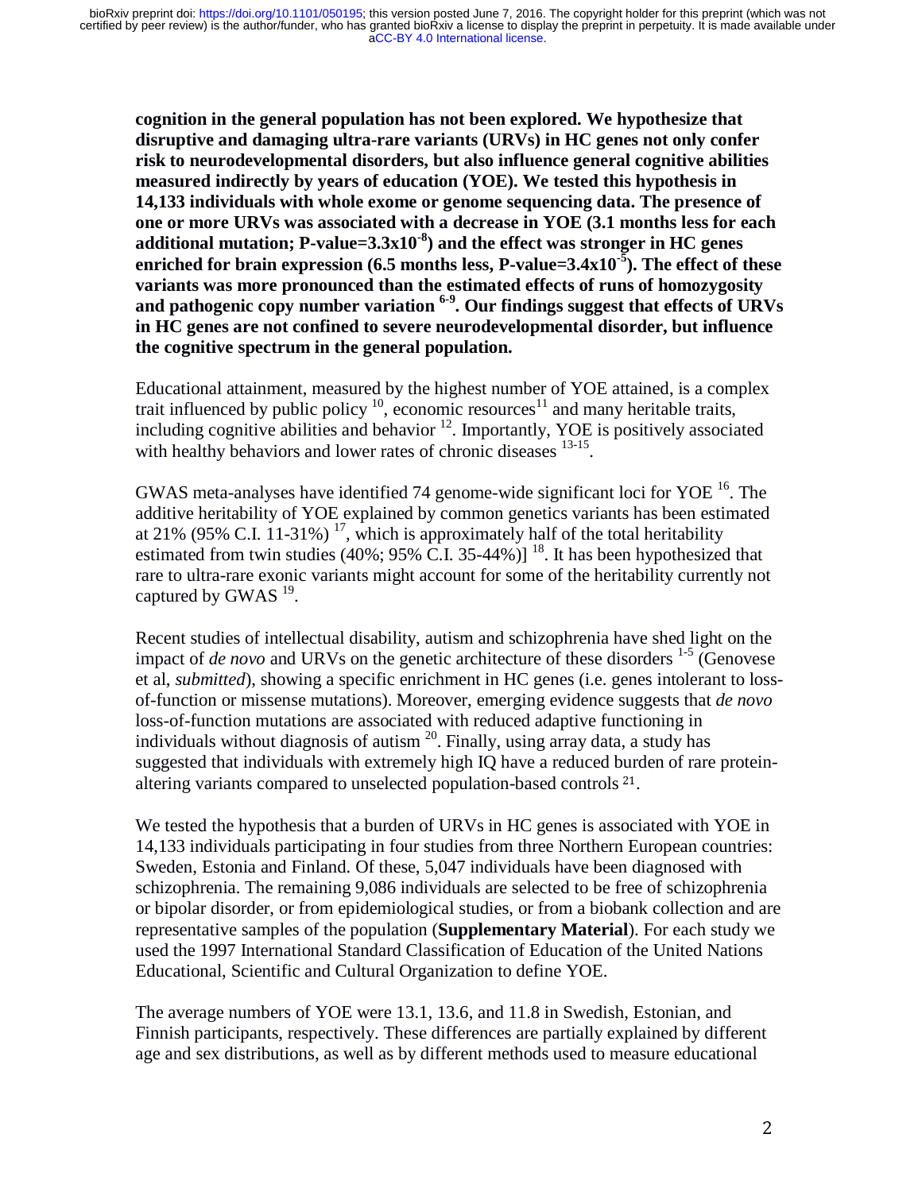**cognition in the general population has not been explored. We hypothesize that disruptive and damaging ultra-rare variants (URVs) in HC genes not only confer risk to neurodevelopmental disorders, but also influence general cognitive abilities measured indirectly by years of education (YOE). We tested this hypothesis in 14,133 individuals with whole exome or genome sequencing data. The presence of one or more URVs was associated with a decrease in YOE (3.1 months less for each additional mutation; P-value=$3.3\text{x}10^{-8}$) and the effect was stronger in HC genes enriched for brain expression (6.5 months less, P-value=$3.4\text{x}10^{-5}$). The effect of these variants was more pronounced than the estimated effects of runs of homozygosity and pathogenic copy number variation [6-9]. Our findings suggest that effects of URVs in HC genes are not confined to severe neurodevelopmental disorder, but influence the cognitive spectrum in the general population.**

Educational attainment, measured by the highest number of YOE attained, is a complex trait influenced by public policy [10], economic resources[11] and many heritable traits, including cognitive abilities and behavior [12]. Importantly, YOE is positively associated with healthy behaviors and lower rates of chronic diseases [13-15].

GWAS meta-analyses have identified 74 genome-wide significant loci for YOE [16]. The additive heritability of YOE explained by common genetics variants has been estimated at 21% (95% C.I. 11-31%) [17], which is approximately half of the total heritability estimated from twin studies (40%; 95% C.I. 35-44%)] [18]. It has been hypothesized that rare to ultra-rare exonic variants might account for some of the heritability currently not captured by GWAS [19].

Recent studies of intellectual disability, autism and schizophrenia have shed light on the impact of *de novo* and URVs on the genetic architecture of these disorders [1-5] (Genovese et al, *submitted*), showing a specific enrichment in HC genes (i.e. genes intolerant to loss-of-function or missense mutations). Moreover, emerging evidence suggests that *de novo* loss-of-function mutations are associated with reduced adaptive functioning in individuals without diagnosis of autism [20]. Finally, using array data, a study has suggested that individuals with extremely high IQ have a reduced burden of rare protein-altering variants compared to unselected population-based controls [21].

We tested the hypothesis that a burden of URVs in HC genes is associated with YOE in 14,133 individuals participating in four studies from three Northern European countries: Sweden, Estonia and Finland. Of these, 5,047 individuals have been diagnosed with schizophrenia. The remaining 9,086 individuals are selected to be free of schizophrenia or bipolar disorder, or from epidemiological studies, or from a biobank collection and are representative samples of the population (**Supplementary Material**). For each study we used the 1997 International Standard Classification of Education of the United Nations Educational, Scientific and Cultural Organization to define YOE.

The average numbers of YOE were 13.1, 13.6, and 11.8 in Swedish, Estonian, and Finnish participants, respectively. These differences are partially explained by different age and sex distributions, as well as by different methods used to measure educational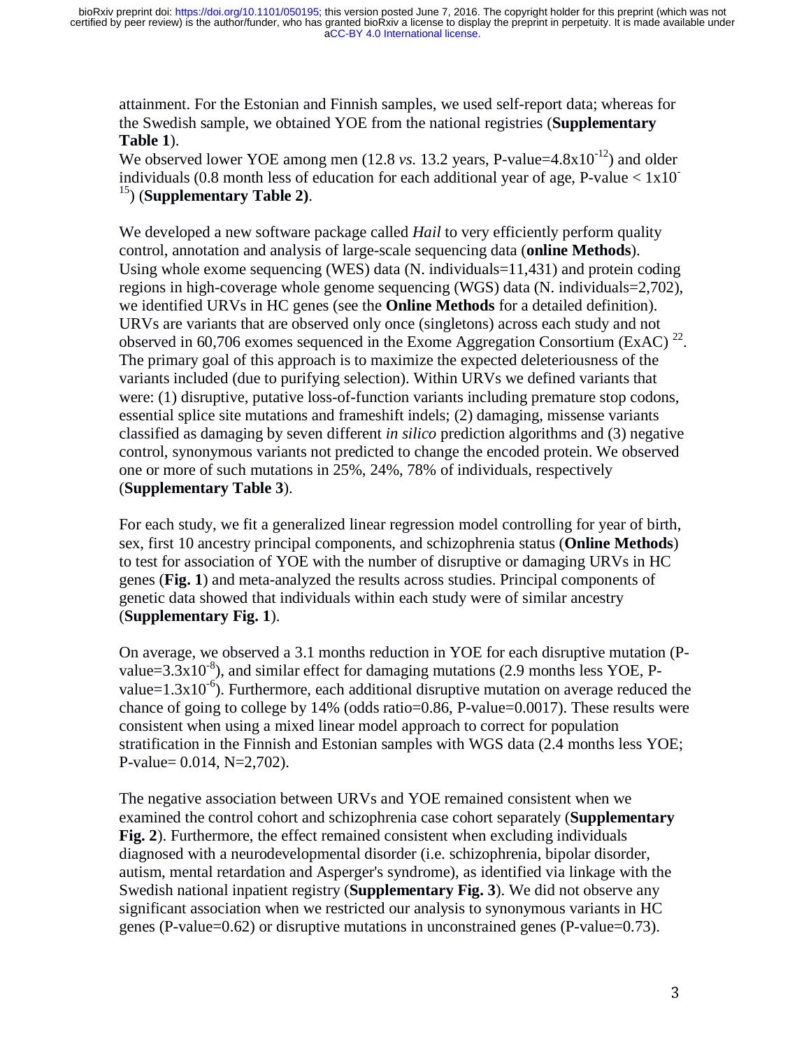attainment. For the Estonian and Finnish samples, we used self-report data; whereas for the Swedish sample, we obtained YOE from the national registries (**Supplementary Table 1**).
We observed lower YOE among men (12.8 *vs.* 13.2 years, P-value=$4.8 \times 10^{-12}$) and older individuals (0.8 month less of education for each additional year of age, P-value < $1 \times 10^{-15}$) (**Supplementary Table 2)**.

We developed a new software package called *Hail* to very efficiently perform quality control, annotation and analysis of large-scale sequencing data (**online Methods**). Using whole exome sequencing (WES) data (N. individuals=11,431) and protein coding regions in high-coverage whole genome sequencing (WGS) data (N. individuals=2,702), we identified URVs in HC genes (see the **Online Methods** for a detailed definition). URVs are variants that are observed only once (singletons) across each study and not observed in 60,706 exomes sequenced in the Exome Aggregation Consortium (ExAC) [22]. The primary goal of this approach is to maximize the expected deleteriousness of the variants included (due to purifying selection). Within URVs we defined variants that were: (1) disruptive, putative loss-of-function variants including premature stop codons, essential splice site mutations and frameshift indels; (2) damaging, missense variants classified as damaging by seven different *in silico* prediction algorithms and (3) negative control, synonymous variants not predicted to change the encoded protein. We observed one or more of such mutations in 25%, 24%, 78% of individuals, respectively (**Supplementary Table 3**).

For each study, we fit a generalized linear regression model controlling for year of birth, sex, first 10 ancestry principal components, and schizophrenia status (**Online Methods**) to test for association of YOE with the number of disruptive or damaging URVs in HC genes (**Fig. 1**) and meta-analyzed the results across studies. Principal components of genetic data showed that individuals within each study were of similar ancestry (**Supplementary Fig. 1**).

On average, we observed a 3.1 months reduction in YOE for each disruptive mutation (P-value=$3.3 \times 10^{-8}$), and similar effect for damaging mutations (2.9 months less YOE, P-value=$1.3 \times 10^{-6}$). Furthermore, each additional disruptive mutation on average reduced the chance of going to college by 14% (odds ratio=0.86, P-value=0.0017). These results were consistent when using a mixed linear model approach to correct for population stratification in the Finnish and Estonian samples with WGS data (2.4 months less YOE; P-value= 0.014, N=2,702).

The negative association between URVs and YOE remained consistent when we examined the control cohort and schizophrenia case cohort separately (**Supplementary Fig. 2**). Furthermore, the effect remained consistent when excluding individuals diagnosed with a neurodevelopmental disorder (i.e. schizophrenia, bipolar disorder, autism, mental retardation and Asperger's syndrome), as identified via linkage with the Swedish national inpatient registry (**Supplementary Fig. 3**). We did not observe any significant association when we restricted our analysis to synonymous variants in HC genes (P-value=0.62) or disruptive mutations in unconstrained genes (P-value=0.73).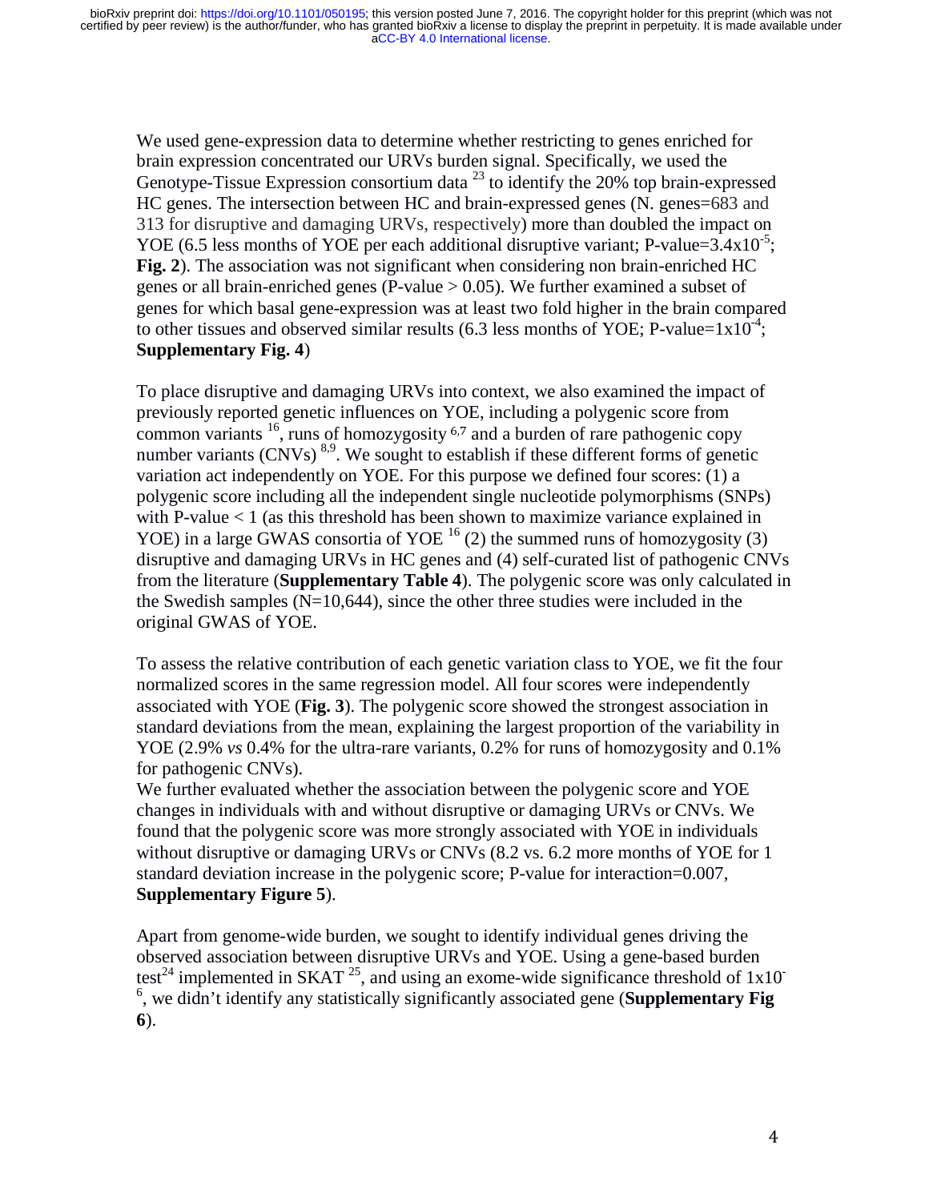We used gene-expression data to determine whether restricting to genes enriched for brain expression concentrated our URVs burden signal. Specifically, we used the Genotype-Tissue Expression consortium data [23] to identify the 20% top brain-expressed HC genes. The intersection between HC and brain-expressed genes (N. genes=683 and 313 for disruptive and damaging URVs, respectively) more than doubled the impact on YOE (6.5 less months of YOE per each additional disruptive variant; P-value=$3.4 \times 10^{-5}$; **Fig. 2**). The association was not significant when considering non brain-enriched HC genes or all brain-enriched genes (P-value > 0.05). We further examined a subset of genes for which basal gene-expression was at least two fold higher in the brain compared to other tissues and observed similar results (6.3 less months of YOE; P-value=$1 \times 10^{-4}$; **Supplementary Fig. 4**)

To place disruptive and damaging URVs into context, we also examined the impact of previously reported genetic influences on YOE, including a polygenic score from common variants [16], runs of homozygosity [6,7] and a burden of rare pathogenic copy number variants (CNVs) [8,9]. We sought to establish if these different forms of genetic variation act independently on YOE. For this purpose we defined four scores: (1) a polygenic score including all the independent single nucleotide polymorphisms (SNPs) with P-value < 1 (as this threshold has been shown to maximize variance explained in YOE) in a large GWAS consortia of YOE [16] (2) the summed runs of homozygosity (3) disruptive and damaging URVs in HC genes and (4) self-curated list of pathogenic CNVs from the literature (**Supplementary Table 4**). The polygenic score was only calculated in the Swedish samples (N=10,644), since the other three studies were included in the original GWAS of YOE.

To assess the relative contribution of each genetic variation class to YOE, we fit the four normalized scores in the same regression model. All four scores were independently associated with YOE (**Fig. 3**). The polygenic score showed the strongest association in standard deviations from the mean, explaining the largest proportion of the variability in YOE (2.9% *vs* 0.4% for the ultra-rare variants, 0.2% for runs of homozygosity and 0.1% for pathogenic CNVs).
We further evaluated whether the association between the polygenic score and YOE changes in individuals with and without disruptive or damaging URVs or CNVs. We found that the polygenic score was more strongly associated with YOE in individuals without disruptive or damaging URVs or CNVs (8.2 vs. 6.2 more months of YOE for 1 standard deviation increase in the polygenic score; P-value for interaction=0.007, **Supplementary Figure 5**).

Apart from genome-wide burden, we sought to identify individual genes driving the observed association between disruptive URVs and YOE. Using a gene-based burden test[24] implemented in SKAT [25], and using an exome-wide significance threshold of $1 \times 10^{-6}$, we didn't identify any statistically significantly associated gene (**Supplementary Fig 6**).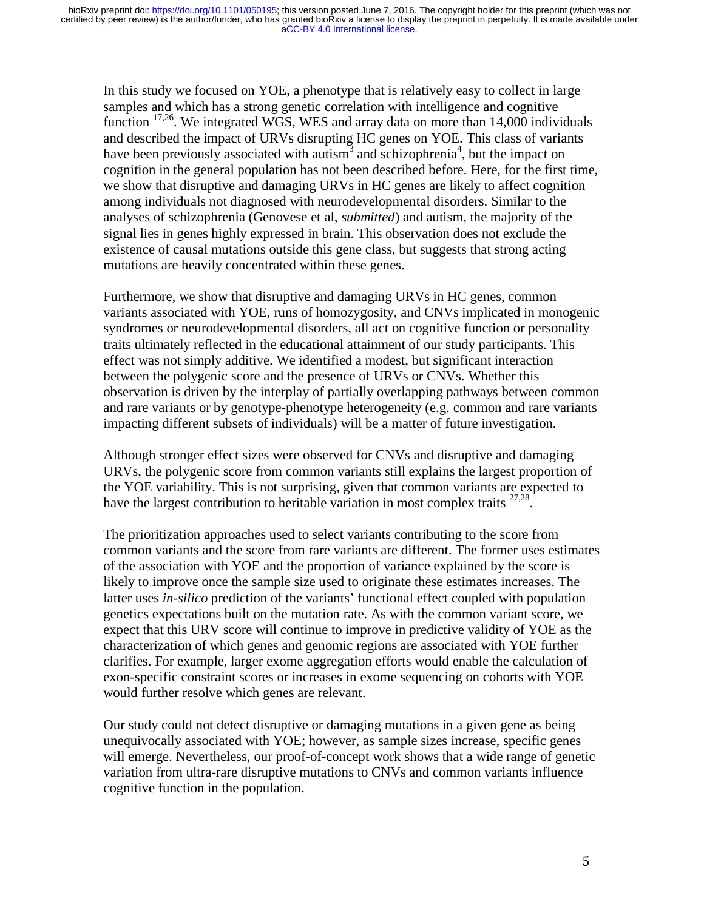In this study we focused on YOE, a phenotype that is relatively easy to collect in large samples and which has a strong genetic correlation with intelligence and cognitive function [17,26]. We integrated WGS, WES and array data on more than 14,000 individuals and described the impact of URVs disrupting HC genes on YOE. This class of variants have been previously associated with autism[3] and schizophrenia[4], but the impact on cognition in the general population has not been described before. Here, for the first time, we show that disruptive and damaging URVs in HC genes are likely to affect cognition among individuals not diagnosed with neurodevelopmental disorders. Similar to the analyses of schizophrenia (Genovese et al, *submitted*) and autism, the majority of the signal lies in genes highly expressed in brain. This observation does not exclude the existence of causal mutations outside this gene class, but suggests that strong acting mutations are heavily concentrated within these genes.

Furthermore, we show that disruptive and damaging URVs in HC genes, common variants associated with YOE, runs of homozygosity, and CNVs implicated in monogenic syndromes or neurodevelopmental disorders, all act on cognitive function or personality traits ultimately reflected in the educational attainment of our study participants. This effect was not simply additive. We identified a modest, but significant interaction between the polygenic score and the presence of URVs or CNVs. Whether this observation is driven by the interplay of partially overlapping pathways between common and rare variants or by genotype-phenotype heterogeneity (e.g. common and rare variants impacting different subsets of individuals) will be a matter of future investigation.

Although stronger effect sizes were observed for CNVs and disruptive and damaging URVs, the polygenic score from common variants still explains the largest proportion of the YOE variability. This is not surprising, given that common variants are expected to have the largest contribution to heritable variation in most complex traits [27,28].

The prioritization approaches used to select variants contributing to the score from common variants and the score from rare variants are different. The former uses estimates of the association with YOE and the proportion of variance explained by the score is likely to improve once the sample size used to originate these estimates increases. The latter uses *in-silico* prediction of the variants' functional effect coupled with population genetics expectations built on the mutation rate. As with the common variant score, we expect that this URV score will continue to improve in predictive validity of YOE as the characterization of which genes and genomic regions are associated with YOE further clarifies. For example, larger exome aggregation efforts would enable the calculation of exon-specific constraint scores or increases in exome sequencing on cohorts with YOE would further resolve which genes are relevant.

Our study could not detect disruptive or damaging mutations in a given gene as being unequivocally associated with YOE; however, as sample sizes increase, specific genes will emerge. Nevertheless, our proof-of-concept work shows that a wide range of genetic variation from ultra-rare disruptive mutations to CNVs and common variants influence cognitive function in the population.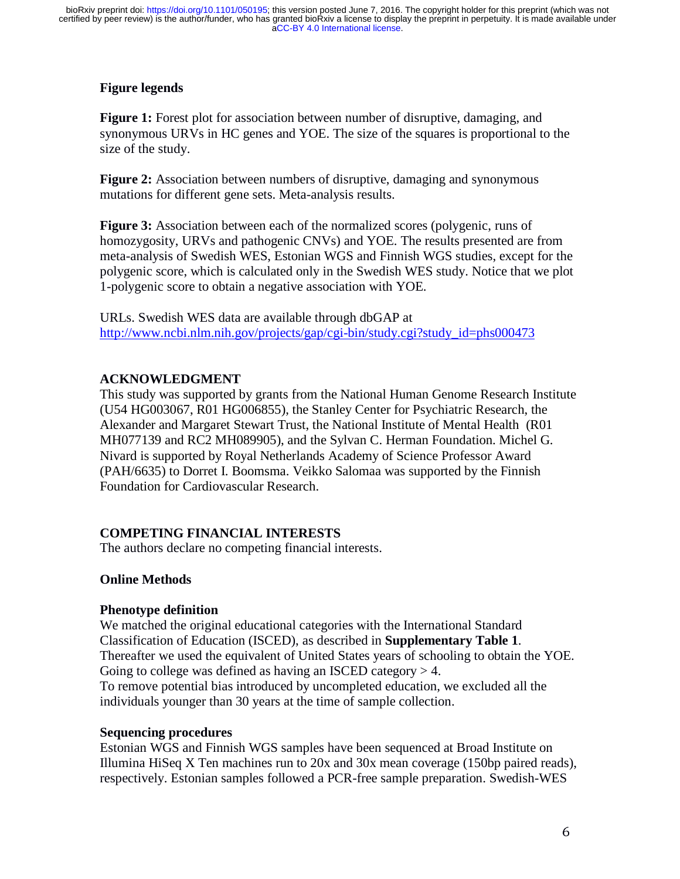**Figure legends**

**Figure 1:** Forest plot for association between number of disruptive, damaging, and synonymous URVs in HC genes and YOE. The size of the squares is proportional to the size of the study.

**Figure 2:** Association between numbers of disruptive, damaging and synonymous mutations for different gene sets. Meta-analysis results.

**Figure 3:** Association between each of the normalized scores (polygenic, runs of homozygosity, URVs and pathogenic CNVs) and YOE. The results presented are from meta-analysis of Swedish WES, Estonian WGS and Finnish WGS studies, except for the polygenic score, which is calculated only in the Swedish WES study. Notice that we plot 1-polygenic score to obtain a negative association with YOE.

URLs. Swedish WES data are available through dbGAP at http://www.ncbi.nlm.nih.gov/projects/gap/cgi-bin/study.cgi?study_id=phs000473

## ACKNOWLEDGMENT

This study was supported by grants from the National Human Genome Research Institute (U54 HG003067, R01 HG006855), the Stanley Center for Psychiatric Research, the Alexander and Margaret Stewart Trust, the National Institute of Mental Health (R01 MH077139 and RC2 MH089905), and the Sylvan C. Herman Foundation. Michel G. Nivard is supported by Royal Netherlands Academy of Science Professor Award (PAH/6635) to Dorret I. Boomsma. Veikko Salomaa was supported by the Finnish Foundation for Cardiovascular Research.

## COMPETING FINANCIAL INTERESTS

The authors declare no competing financial interests.

## Online Methods

### Phenotype definition

We matched the original educational categories with the International Standard Classification of Education (ISCED), as described in **Supplementary Table 1**. Thereafter we used the equivalent of United States years of schooling to obtain the YOE. Going to college was defined as having an ISCED category > 4.
To remove potential bias introduced by uncompleted education, we excluded all the individuals younger than 30 years at the time of sample collection.

### Sequencing procedures

Estonian WGS and Finnish WGS samples have been sequenced at Broad Institute on Illumina HiSeq X Ten machines run to 20x and 30x mean coverage (150bp paired reads), respectively. Estonian samples followed a PCR-free sample preparation. Swedish-WES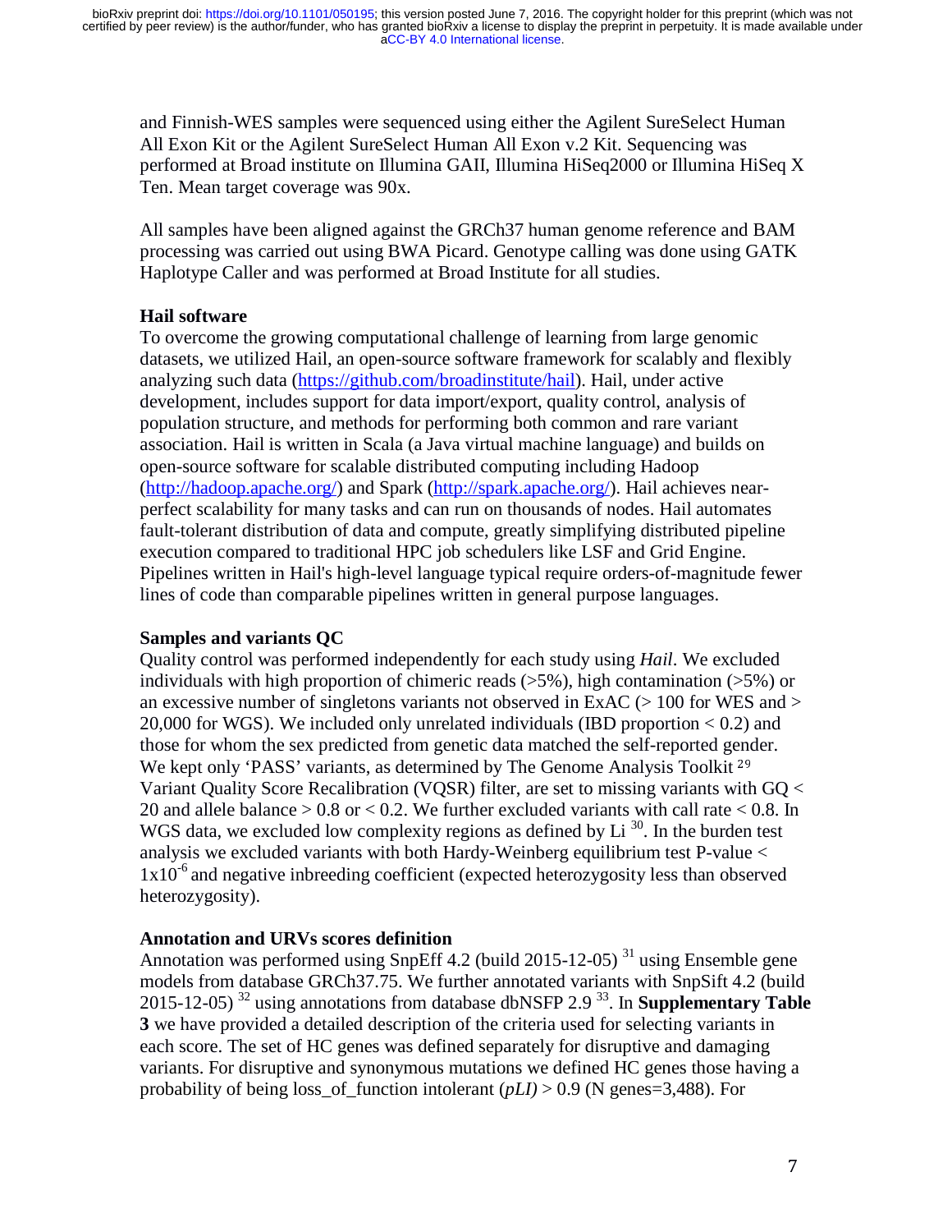and Finnish-WES samples were sequenced using either the Agilent SureSelect Human All Exon Kit or the Agilent SureSelect Human All Exon v.2 Kit. Sequencing was performed at Broad institute on Illumina GAII, Illumina HiSeq2000 or Illumina HiSeq X Ten. Mean target coverage was 90x.

All samples have been aligned against the GRCh37 human genome reference and BAM processing was carried out using BWA Picard. Genotype calling was done using GATK Haplotype Caller and was performed at Broad Institute for all studies.

### Hail software

To overcome the growing computational challenge of learning from large genomic datasets, we utilized Hail, an open-source software framework for scalably and flexibly analyzing such data (https://github.com/broadinstitute/hail). Hail, under active development, includes support for data import/export, quality control, analysis of population structure, and methods for performing both common and rare variant association. Hail is written in Scala (a Java virtual machine language) and builds on open-source software for scalable distributed computing including Hadoop (http://hadoop.apache.org/) and Spark (http://spark.apache.org/). Hail achieves near-perfect scalability for many tasks and can run on thousands of nodes. Hail automates fault-tolerant distribution of data and compute, greatly simplifying distributed pipeline execution compared to traditional HPC job schedulers like LSF and Grid Engine. Pipelines written in Hail's high-level language typical require orders-of-magnitude fewer lines of code than comparable pipelines written in general purpose languages.

### Samples and variants QC

Quality control was performed independently for each study using *Hail*. We excluded individuals with high proportion of chimeric reads (>5%), high contamination (>5%) or an excessive number of singletons variants not observed in ExAC (> 100 for WES and > 20,000 for WGS). We included only unrelated individuals (IBD proportion < 0.2) and those for whom the sex predicted from genetic data matched the self-reported gender. We kept only 'PASS' variants, as determined by The Genome Analysis Toolkit [29] Variant Quality Score Recalibration (VQSR) filter, are set to missing variants with GQ < 20 and allele balance > 0.8 or < 0.2. We further excluded variants with call rate < 0.8. In WGS data, we excluded low complexity regions as defined by Li [30]. In the burden test analysis we excluded variants with both Hardy-Weinberg equilibrium test P-value < $1 \times 10^{-6}$ and negative inbreeding coefficient (expected heterozygosity less than observed heterozygosity).

### Annotation and URVs scores definition

Annotation was performed using SnpEff 4.2 (build 2015-12-05) [31] using Ensemble gene models from database GRCh37.75. We further annotated variants with SnpSift 4.2 (build 2015-12-05) [32] using annotations from database dbNSFP 2.9 [33]. In **Supplementary Table 3** we have provided a detailed description of the criteria used for selecting variants in each score. The set of HC genes was defined separately for disruptive and damaging variants. For disruptive and synonymous mutations we defined HC genes those having a probability of being loss_of_function intolerant (*pLI)* > 0.9 (N genes=3,488). For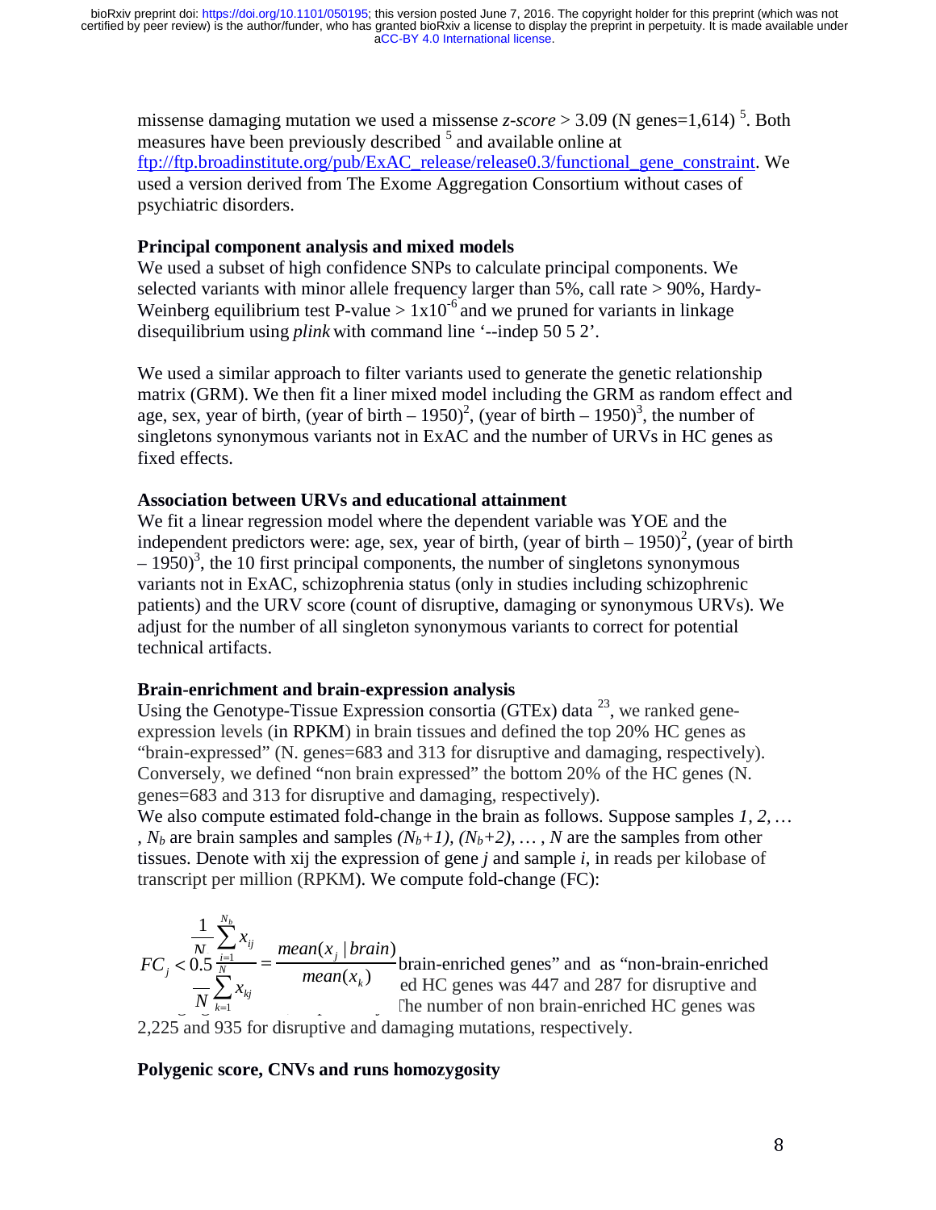missense damaging mutation we used a missense *z-score* > 3.09 (N genes=1,614) [5]. Both measures have been previously described [5] and available online at ftp://ftp.broadinstitute.org/pub/ExAC_release/release0.3/functional_gene_constraint. We used a version derived from The Exome Aggregation Consortium without cases of psychiatric disorders.

### Principal component analysis and mixed models

We used a subset of high confidence SNPs to calculate principal components. We selected variants with minor allele frequency larger than 5%, call rate > 90%, Hardy-Weinberg equilibrium test P-value > $1\times10^{-6}$ and we pruned for variants in linkage disequilibrium using *plink* with command line '--indep 50 5 2'.

We used a similar approach to filter variants used to generate the genetic relationship matrix (GRM). We then fit a liner mixed model including the GRM as random effect and age, sex, year of birth, (year of birth – 1950)$^2$, (year of birth – 1950)$^3$, the number of singletons synonymous variants not in ExAC and the number of URVs in HC genes as fixed effects.

### Association between URVs and educational attainment

We fit a linear regression model where the dependent variable was YOE and the independent predictors were: age, sex, year of birth, (year of birth – 1950)$^2$, (year of birth – 1950)$^3$, the 10 first principal components, the number of singletons synonymous variants not in ExAC, schizophrenia status (only in studies including schizophrenic patients) and the URV score (count of disruptive, damaging or synonymous URVs). We adjust for the number of all singleton synonymous variants to correct for potential technical artifacts.

### Brain-enrichment and brain-expression analysis

Using the Genotype-Tissue Expression consortia (GTEx) data [23], we ranked gene-expression levels (in RPKM) in brain tissues and defined the top 20% HC genes as "brain-expressed" (N. genes=683 and 313 for disruptive and damaging, respectively). Conversely, we defined "non brain expressed" the bottom 20% of the HC genes (N. genes=683 and 313 for disruptive and damaging, respectively).
We also compute estimated fold-change in the brain as follows. Suppose samples *1, 2, … , $N_b$* are brain samples and samples *($N_b$+1), ($N_b$+2), … , N* are the samples from other tissues. Denote with xij the expression of gene *j* and sample *i*, in reads per kilobase of transcript per million (RPKM). We compute fold-change (FC):

$$FC_j < 0.5\,\frac{\frac{1}{N}\sum_{i=1}^{N_b} x_{ij}}{\frac{1}{N}\sum_{k=1}^{N} x_{kj}} = \frac{mean(x_j \mid brain)}{mean(x_k)}$$

brain-enriched genes" and as "non-brain-enriched … ed HC genes was 447 and 287 for disruptive and … The number of non brain-enriched HC genes was 2,225 and 935 for disruptive and damaging mutations, respectively.

### Polygenic score, CNVs and runs homozygosity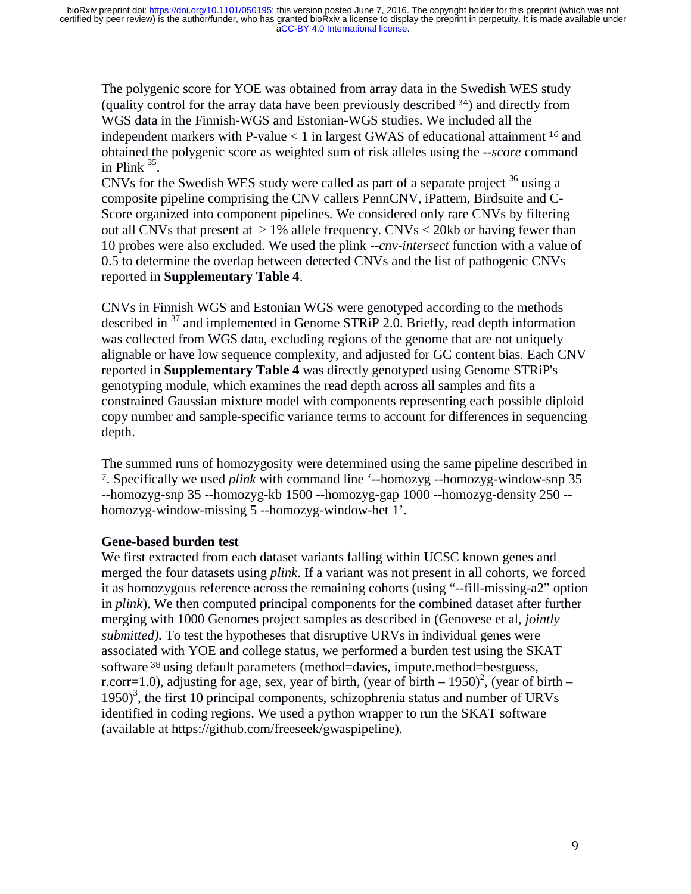The polygenic score for YOE was obtained from array data in the Swedish WES study (quality control for the array data have been previously described [34]) and directly from WGS data in the Finnish-WGS and Estonian-WGS studies. We included all the independent markers with P-value < 1 in largest GWAS of educational attainment [16] and obtained the polygenic score as weighted sum of risk alleles using the *--score* command in Plink [35].

CNVs for the Swedish WES study were called as part of a separate project [36] using a composite pipeline comprising the CNV callers PennCNV, iPattern, Birdsuite and C-Score organized into component pipelines. We considered only rare CNVs by filtering out all CNVs that present at $\geq 1\%$ allele frequency. CNVs < 20kb or having fewer than 10 probes were also excluded. We used the plink *--cnv-intersect* function with a value of 0.5 to determine the overlap between detected CNVs and the list of pathogenic CNVs reported in **Supplementary Table 4**.

CNVs in Finnish WGS and Estonian WGS were genotyped according to the methods described in [37] and implemented in Genome STRiP 2.0. Briefly, read depth information was collected from WGS data, excluding regions of the genome that are not uniquely alignable or have low sequence complexity, and adjusted for GC content bias. Each CNV reported in **Supplementary Table 4** was directly genotyped using Genome STRiP's genotyping module, which examines the read depth across all samples and fits a constrained Gaussian mixture model with components representing each possible diploid copy number and sample-specific variance terms to account for differences in sequencing depth.

The summed runs of homozygosity were determined using the same pipeline described in [7]. Specifically we used *plink* with command line '--homozyg --homozyg-window-snp 35 --homozyg-snp 35 --homozyg-kb 1500 --homozyg-gap 1000 --homozyg-density 250 --homozyg-window-missing 5 --homozyg-window-het 1'.

**Gene-based burden test**

We first extracted from each dataset variants falling within UCSC known genes and merged the four datasets using *plink*. If a variant was not present in all cohorts, we forced it as homozygous reference across the remaining cohorts (using "--fill-missing-a2" option in *plink*). We then computed principal components for the combined dataset after further merging with 1000 Genomes project samples as described in (Genovese et al, *jointly submitted).* To test the hypotheses that disruptive URVs in individual genes were associated with YOE and college status, we performed a burden test using the SKAT software [38] using default parameters (method=davies, impute.method=bestguess, r.corr=1.0), adjusting for age, sex, year of birth, $(\text{year of birth} - 1950)^2$, $(\text{year of birth} - 1950)^3$, the first 10 principal components, schizophrenia status and number of URVs identified in coding regions. We used a python wrapper to run the SKAT software (available at https://github.com/freeseek/gwaspipeline).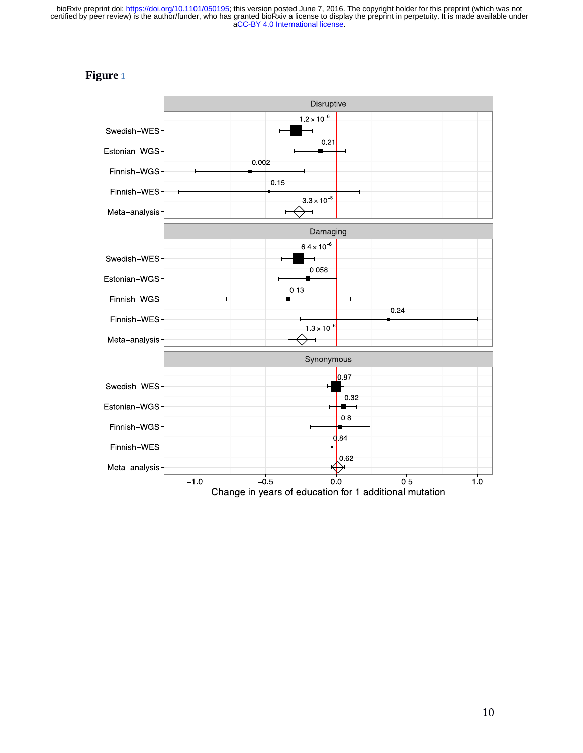**Figure 1**

**Disruptive**

| Cohort | P-value |
|---|---|
| Swedish–WES | $1.2 \times 10^{-6}$ |
| Estonian–WGS | 0.21 |
| Finnish–WGS | 0.002 |
| Finnish–WES | 0.15 |
| Meta–analysis | $3.3 \times 10^{-8}$ |

**Damaging**

| Cohort | P-value |
|---|---|
| Swedish–WES | $6.4 \times 10^{-6}$ |
| Estonian–WGS | 0.058 |
| Finnish–WGS | 0.13 |
| Finnish–WES | 0.24 |
| Meta–analysis | $1.3 \times 10^{-6}$ |

**Synonymous**

| Cohort | P-value |
|---|---|
| Swedish–WES | 0.97 |
| Estonian–WGS | 0.32 |
| Finnish–WGS | 0.8 |
| Finnish–WES | 0.84 |
| Meta–analysis | 0.62 |

X-axis: Change in years of education for 1 additional mutation (−1.0, −0.5, 0.0, 0.5, 1.0)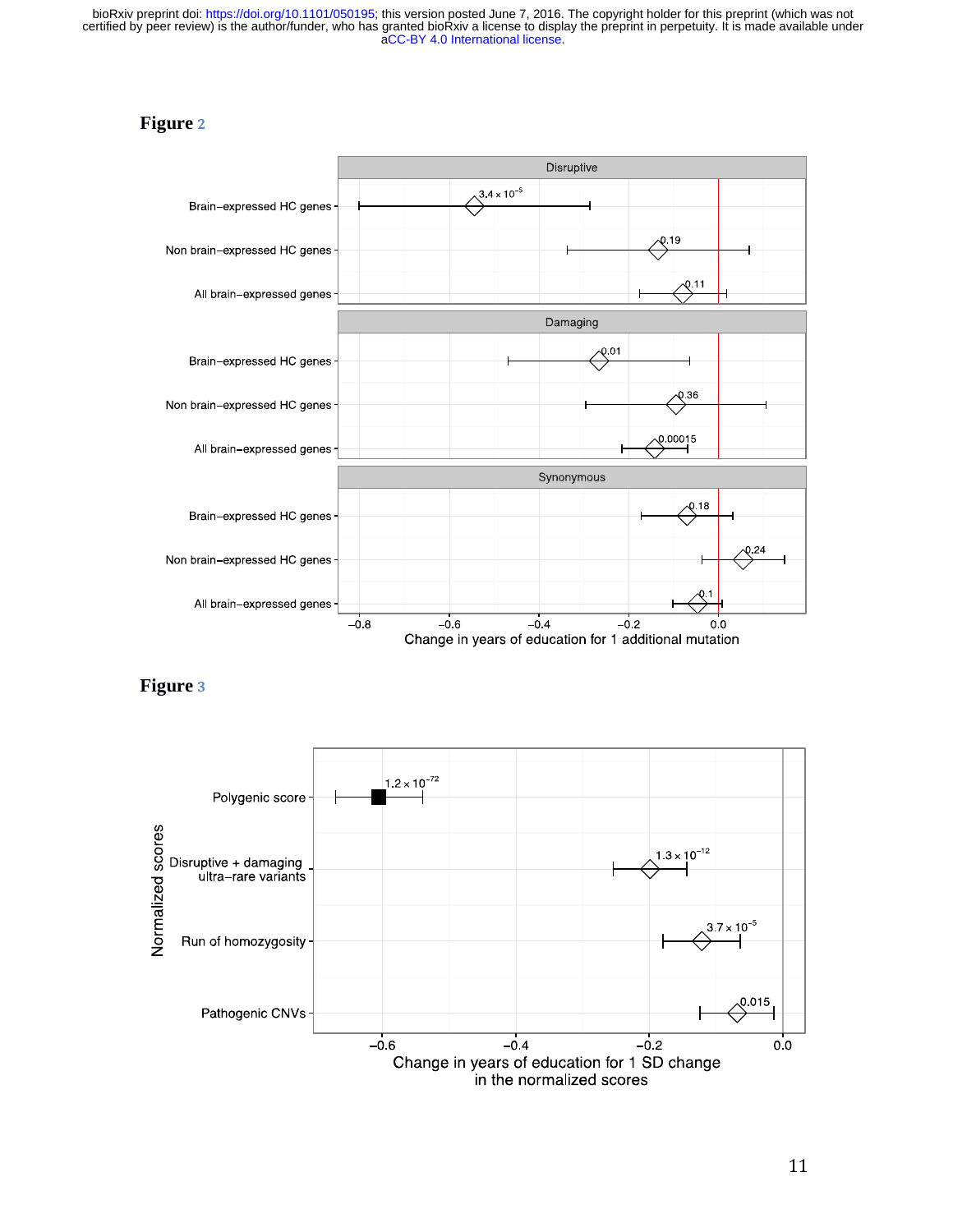**Figure 2**

**Figure 3**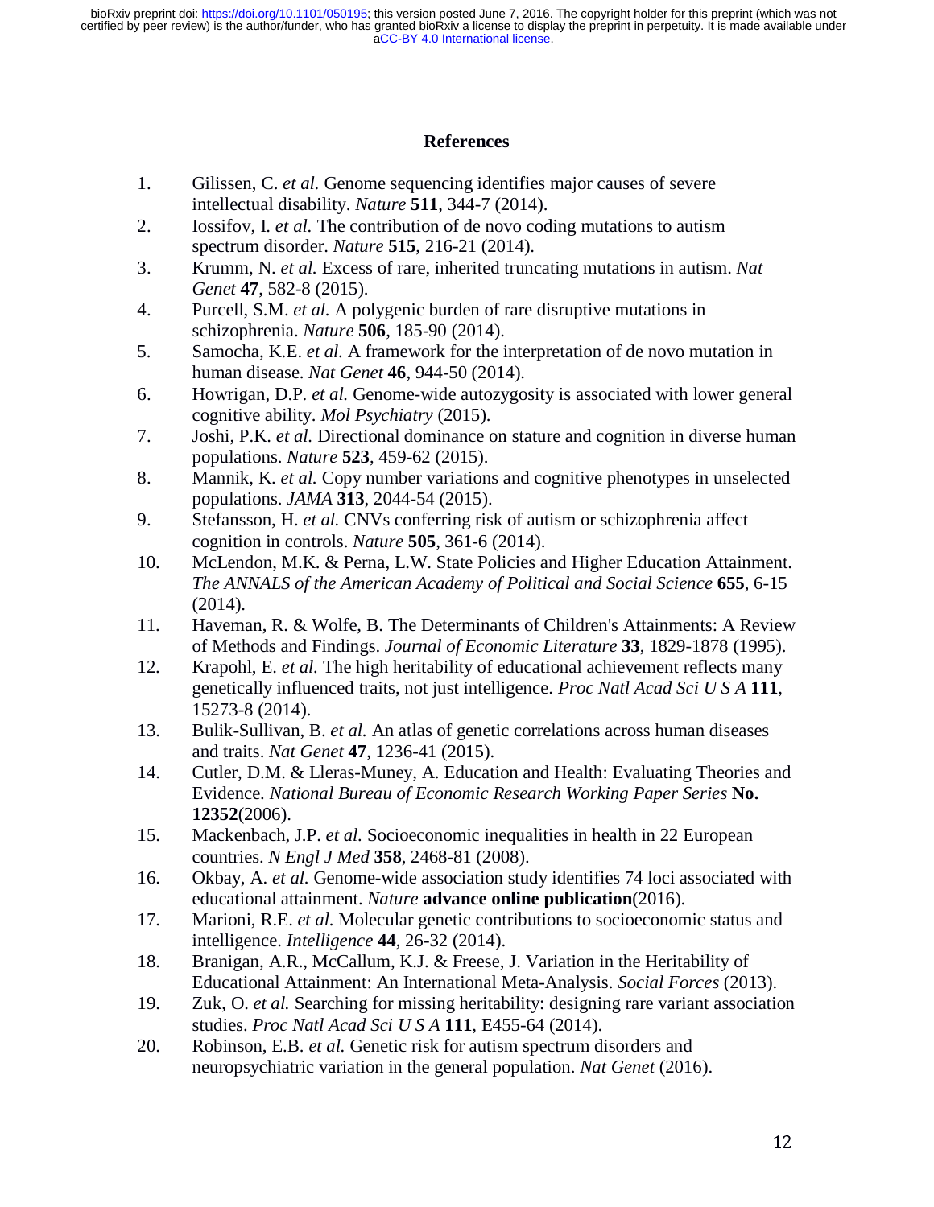## References

1. Gilissen, C. *et al.* Genome sequencing identifies major causes of severe intellectual disability. *Nature* **511**, 344-7 (2014).
2. Iossifov, I. *et al.* The contribution of de novo coding mutations to autism spectrum disorder. *Nature* **515**, 216-21 (2014).
3. Krumm, N. *et al.* Excess of rare, inherited truncating mutations in autism. *Nat Genet* **47**, 582-8 (2015).
4. Purcell, S.M. *et al.* A polygenic burden of rare disruptive mutations in schizophrenia. *Nature* **506**, 185-90 (2014).
5. Samocha, K.E. *et al.* A framework for the interpretation of de novo mutation in human disease. *Nat Genet* **46**, 944-50 (2014).
6. Howrigan, D.P. *et al.* Genome-wide autozygosity is associated with lower general cognitive ability. *Mol Psychiatry* (2015).
7. Joshi, P.K. *et al.* Directional dominance on stature and cognition in diverse human populations. *Nature* **523**, 459-62 (2015).
8. Mannik, K. *et al.* Copy number variations and cognitive phenotypes in unselected populations. *JAMA* **313**, 2044-54 (2015).
9. Stefansson, H. *et al.* CNVs conferring risk of autism or schizophrenia affect cognition in controls. *Nature* **505**, 361-6 (2014).
10. McLendon, M.K. & Perna, L.W. State Policies and Higher Education Attainment. *The ANNALS of the American Academy of Political and Social Science* **655**, 6-15 (2014).
11. Haveman, R. & Wolfe, B. The Determinants of Children's Attainments: A Review of Methods and Findings. *Journal of Economic Literature* **33**, 1829-1878 (1995).
12. Krapohl, E. *et al.* The high heritability of educational achievement reflects many genetically influenced traits, not just intelligence. *Proc Natl Acad Sci U S A* **111**, 15273-8 (2014).
13. Bulik-Sullivan, B. *et al.* An atlas of genetic correlations across human diseases and traits. *Nat Genet* **47**, 1236-41 (2015).
14. Cutler, D.M. & Lleras-Muney, A. Education and Health: Evaluating Theories and Evidence. *National Bureau of Economic Research Working Paper Series* **No. 12352**(2006).
15. Mackenbach, J.P. *et al.* Socioeconomic inequalities in health in 22 European countries. *N Engl J Med* **358**, 2468-81 (2008).
16. Okbay, A. *et al.* Genome-wide association study identifies 74 loci associated with educational attainment. *Nature* **advance online publication**(2016).
17. Marioni, R.E. *et al.* Molecular genetic contributions to socioeconomic status and intelligence. *Intelligence* **44**, 26-32 (2014).
18. Branigan, A.R., McCallum, K.J. & Freese, J. Variation in the Heritability of Educational Attainment: An International Meta-Analysis. *Social Forces* (2013).
19. Zuk, O. *et al.* Searching for missing heritability: designing rare variant association studies. *Proc Natl Acad Sci U S A* **111**, E455-64 (2014).
20. Robinson, E.B. *et al.* Genetic risk for autism spectrum disorders and neuropsychiatric variation in the general population. *Nat Genet* (2016).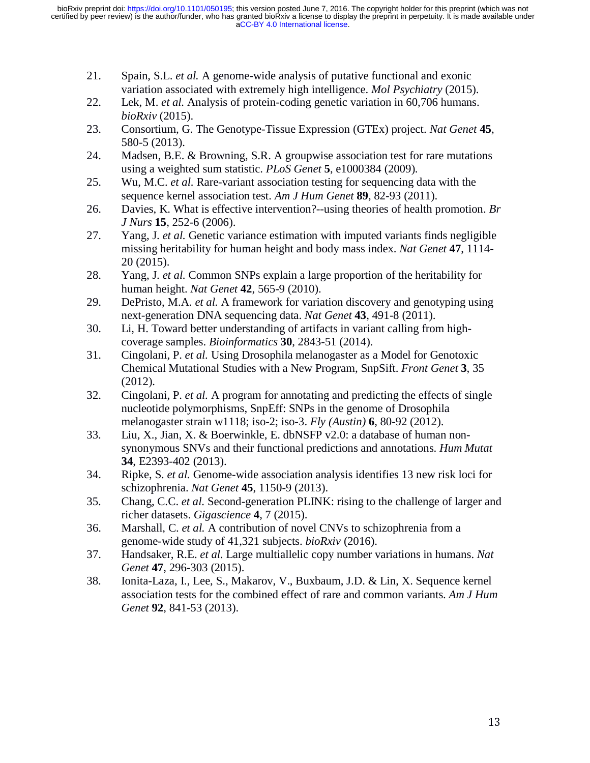21. Spain, S.L. *et al.* A genome-wide analysis of putative functional and exonic variation associated with extremely high intelligence. *Mol Psychiatry* (2015).
22. Lek, M. *et al.* Analysis of protein-coding genetic variation in 60,706 humans. *bioRxiv* (2015).
23. Consortium, G. The Genotype-Tissue Expression (GTEx) project. *Nat Genet* **45**, 580-5 (2013).
24. Madsen, B.E. & Browning, S.R. A groupwise association test for rare mutations using a weighted sum statistic. *PLoS Genet* **5**, e1000384 (2009).
25. Wu, M.C. *et al.* Rare-variant association testing for sequencing data with the sequence kernel association test. *Am J Hum Genet* **89**, 82-93 (2011).
26. Davies, K. What is effective intervention?--using theories of health promotion. *Br J Nurs* **15**, 252-6 (2006).
27. Yang, J. *et al.* Genetic variance estimation with imputed variants finds negligible missing heritability for human height and body mass index. *Nat Genet* **47**, 1114-20 (2015).
28. Yang, J. *et al.* Common SNPs explain a large proportion of the heritability for human height. *Nat Genet* **42**, 565-9 (2010).
29. DePristo, M.A. *et al.* A framework for variation discovery and genotyping using next-generation DNA sequencing data. *Nat Genet* **43**, 491-8 (2011).
30. Li, H. Toward better understanding of artifacts in variant calling from high-coverage samples. *Bioinformatics* **30**, 2843-51 (2014).
31. Cingolani, P. *et al.* Using Drosophila melanogaster as a Model for Genotoxic Chemical Mutational Studies with a New Program, SnpSift. *Front Genet* **3**, 35 (2012).
32. Cingolani, P. *et al.* A program for annotating and predicting the effects of single nucleotide polymorphisms, SnpEff: SNPs in the genome of Drosophila melanogaster strain w1118; iso-2; iso-3. *Fly (Austin)* **6**, 80-92 (2012).
33. Liu, X., Jian, X. & Boerwinkle, E. dbNSFP v2.0: a database of human non-synonymous SNVs and their functional predictions and annotations. *Hum Mutat* **34**, E2393-402 (2013).
34. Ripke, S. *et al.* Genome-wide association analysis identifies 13 new risk loci for schizophrenia. *Nat Genet* **45**, 1150-9 (2013).
35. Chang, C.C. *et al.* Second-generation PLINK: rising to the challenge of larger and richer datasets. *Gigascience* **4**, 7 (2015).
36. Marshall, C. *et al.* A contribution of novel CNVs to schizophrenia from a genome-wide study of 41,321 subjects. *bioRxiv* (2016).
37. Handsaker, R.E. *et al.* Large multiallelic copy number variations in humans. *Nat Genet* **47**, 296-303 (2015).
38. Ionita-Laza, I., Lee, S., Makarov, V., Buxbaum, J.D. & Lin, X. Sequence kernel association tests for the combined effect of rare and common variants. *Am J Hum Genet* **92**, 841-53 (2013).